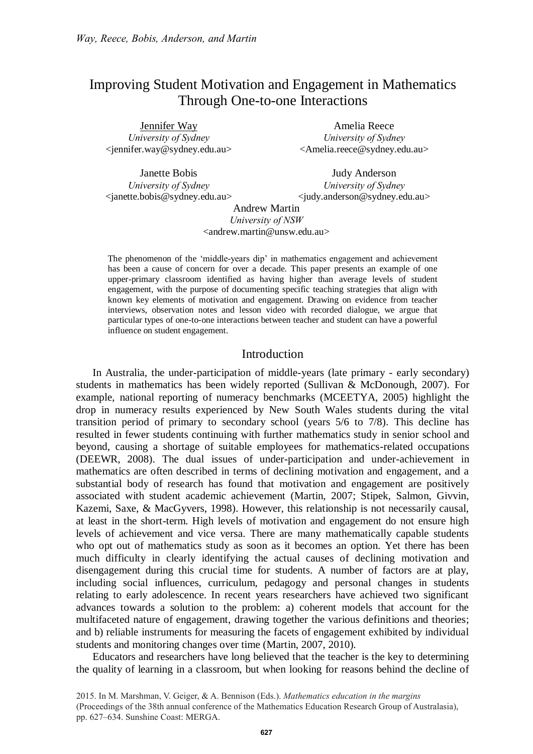# Improving Student Motivation and Engagement in Mathematics Through One-to-one Interactions

Jennifer Way
*University of Sydney*
<jennifer.way@sydney.edu.au>

Amelia Reece
*University of Sydney*
<Amelia.reece@sydney.edu.au>

Janette Bobis
*University of Sydney*
<janette.bobis@sydney.edu.au>

Judy Anderson
*University of Sydney*
<judy.anderson@sydney.edu.au>

Andrew Martin
*University of NSW*
<andrew.martin@unsw.edu.au>

The phenomenon of the 'middle-years dip' in mathematics engagement and achievement has been a cause of concern for over a decade. This paper presents an example of one upper-primary classroom identified as having higher than average levels of student engagement, with the purpose of documenting specific teaching strategies that align with known key elements of motivation and engagement. Drawing on evidence from teacher interviews, observation notes and lesson video with recorded dialogue, we argue that particular types of one-to-one interactions between teacher and student can have a powerful influence on student engagement.

## Introduction

In Australia, the under-participation of middle-years (late primary - early secondary) students in mathematics has been widely reported (Sullivan & McDonough, 2007). For example, national reporting of numeracy benchmarks (MCEETYA, 2005) highlight the drop in numeracy results experienced by New South Wales students during the vital transition period of primary to secondary school (years 5/6 to 7/8). This decline has resulted in fewer students continuing with further mathematics study in senior school and beyond, causing a shortage of suitable employees for mathematics-related occupations (DEEWR, 2008). The dual issues of under-participation and under-achievement in mathematics are often described in terms of declining motivation and engagement, and a substantial body of research has found that motivation and engagement are positively associated with student academic achievement (Martin, 2007; Stipek, Salmon, Givvin, Kazemi, Saxe, & MacGyvers, 1998). However, this relationship is not necessarily causal, at least in the short-term. High levels of motivation and engagement do not ensure high levels of achievement and vice versa. There are many mathematically capable students who opt out of mathematics study as soon as it becomes an option. Yet there has been much difficulty in clearly identifying the actual causes of declining motivation and disengagement during this crucial time for students. A number of factors are at play, including social influences, curriculum, pedagogy and personal changes in students relating to early adolescence. In recent years researchers have achieved two significant advances towards a solution to the problem: a) coherent models that account for the multifaceted nature of engagement, drawing together the various definitions and theories; and b) reliable instruments for measuring the facets of engagement exhibited by individual students and monitoring changes over time (Martin, 2007, 2010).

Educators and researchers have long believed that the teacher is the key to determining the quality of learning in a classroom, but when looking for reasons behind the decline of

2015. In M. Marshman, V. Geiger, & A. Bennison (Eds.). *Mathematics education in the margins* (Proceedings of the 38th annual conference of the Mathematics Education Research Group of Australasia), pp. 627–634. Sunshine Coast: MERGA.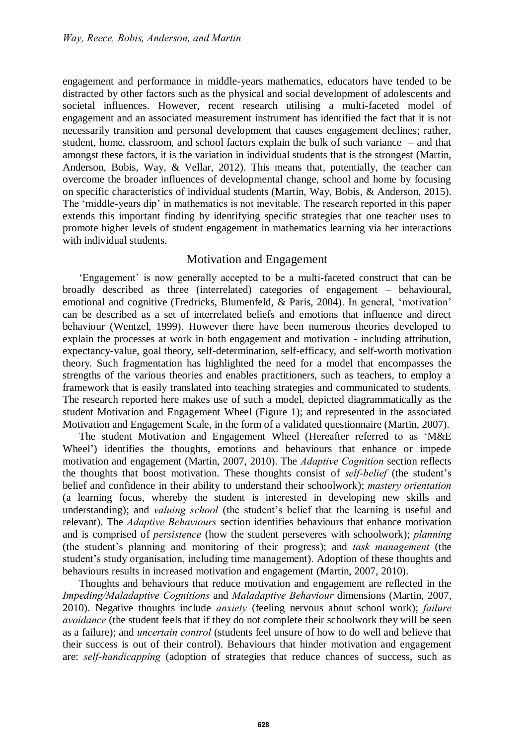engagement and performance in middle-years mathematics, educators have tended to be distracted by other factors such as the physical and social development of adolescents and societal influences. However, recent research utilising a multi-faceted model of engagement and an associated measurement instrument has identified the fact that it is not necessarily transition and personal development that causes engagement declines; rather, student, home, classroom, and school factors explain the bulk of such variance – and that amongst these factors, it is the variation in individual students that is the strongest (Martin, Anderson, Bobis, Way, & Vellar, 2012). This means that, potentially, the teacher can overcome the broader influences of developmental change, school and home by focusing on specific characteristics of individual students (Martin, Way, Bobis, & Anderson, 2015). The 'middle-years dip' in mathematics is not inevitable. The research reported in this paper extends this important finding by identifying specific strategies that one teacher uses to promote higher levels of student engagement in mathematics learning via her interactions with individual students.

## Motivation and Engagement

'Engagement' is now generally accepted to be a multi-faceted construct that can be broadly described as three (interrelated) categories of engagement – behavioural, emotional and cognitive (Fredricks, Blumenfeld, & Paris, 2004). In general, 'motivation' can be described as a set of interrelated beliefs and emotions that influence and direct behaviour (Wentzel, 1999). However there have been numerous theories developed to explain the processes at work in both engagement and motivation - including attribution, expectancy-value, goal theory, self-determination, self-efficacy, and self-worth motivation theory. Such fragmentation has highlighted the need for a model that encompasses the strengths of the various theories and enables practitioners, such as teachers, to employ a framework that is easily translated into teaching strategies and communicated to students. The research reported here makes use of such a model, depicted diagrammatically as the student Motivation and Engagement Wheel (Figure 1); and represented in the associated Motivation and Engagement Scale, in the form of a validated questionnaire (Martin, 2007).

The student Motivation and Engagement Wheel (Hereafter referred to as 'M&E Wheel') identifies the thoughts, emotions and behaviours that enhance or impede motivation and engagement (Martin, 2007, 2010). The *Adaptive Cognition* section reflects the thoughts that boost motivation. These thoughts consist of *self-belief* (the student's belief and confidence in their ability to understand their schoolwork); *mastery orientation* (a learning focus, whereby the student is interested in developing new skills and understanding); and *valuing school* (the student's belief that the learning is useful and relevant). The *Adaptive Behaviours* section identifies behaviours that enhance motivation and is comprised of *persistence* (how the student perseveres with schoolwork); *planning* (the student's planning and monitoring of their progress); and *task management* (the student's study organisation, including time management). Adoption of these thoughts and behaviours results in increased motivation and engagement (Martin, 2007, 2010).

Thoughts and behaviours that reduce motivation and engagement are reflected in the *Impeding/Maladaptive Cognitions* and *Maladaptive Behaviour* dimensions (Martin, 2007, 2010). Negative thoughts include *anxiety* (feeling nervous about school work); *failure avoidance* (the student feels that if they do not complete their schoolwork they will be seen as a failure); and *uncertain control* (students feel unsure of how to do well and believe that their success is out of their control). Behaviours that hinder motivation and engagement are: *self-handicapping* (adoption of strategies that reduce chances of success, such as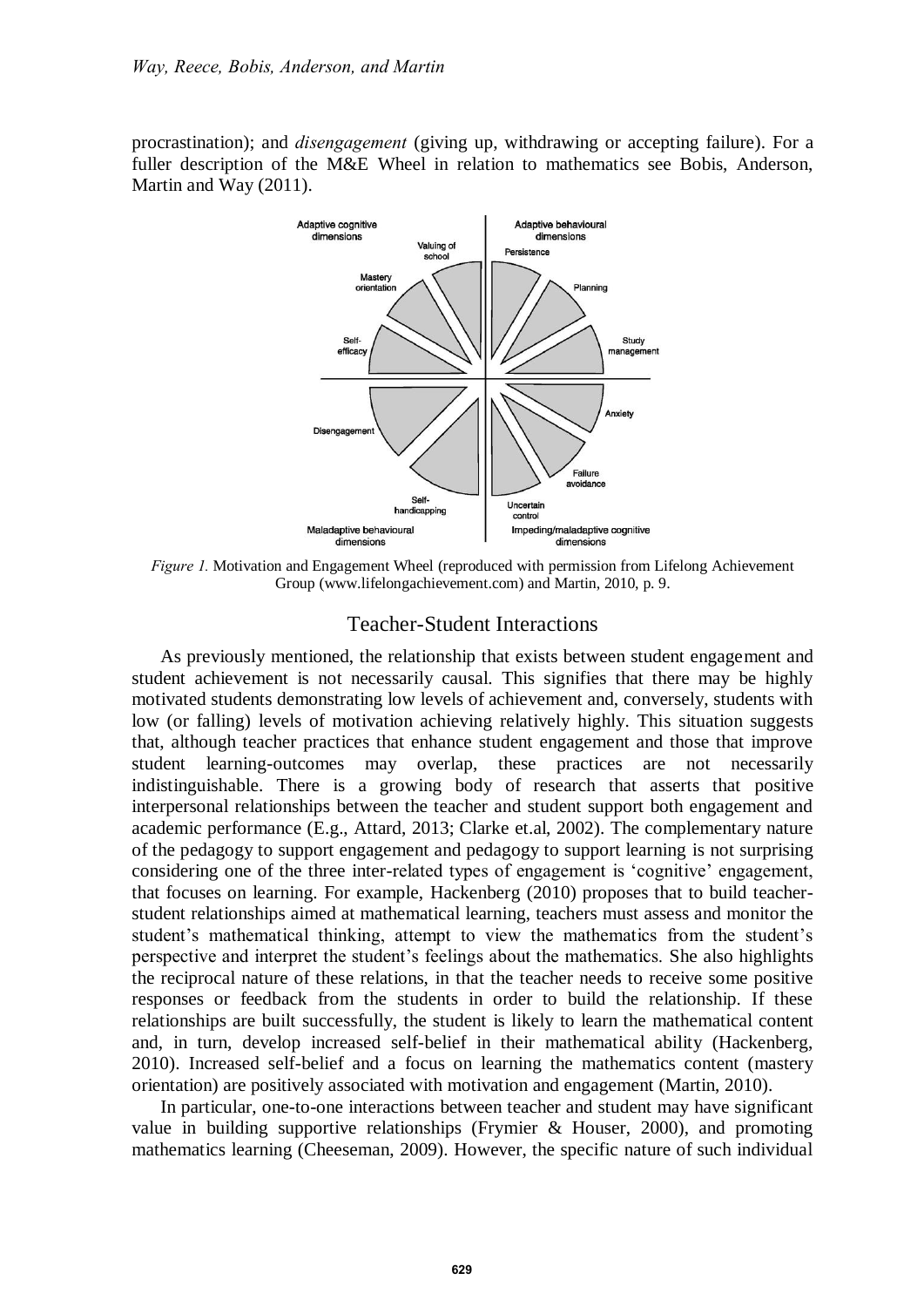procrastination); and *disengagement* (giving up, withdrawing or accepting failure). For a fuller description of the M&E Wheel in relation to mathematics see Bobis, Anderson, Martin and Way (2011).

*Figure 1.* Motivation and Engagement Wheel (reproduced with permission from Lifelong Achievement Group (www.lifelongachievement.com) and Martin, 2010, p. 9.

## Teacher-Student Interactions

As previously mentioned, the relationship that exists between student engagement and student achievement is not necessarily causal. This signifies that there may be highly motivated students demonstrating low levels of achievement and, conversely, students with low (or falling) levels of motivation achieving relatively highly. This situation suggests that, although teacher practices that enhance student engagement and those that improve student learning-outcomes may overlap, these practices are not necessarily indistinguishable. There is a growing body of research that asserts that positive interpersonal relationships between the teacher and student support both engagement and academic performance (E.g., Attard, 2013; Clarke et.al, 2002). The complementary nature of the pedagogy to support engagement and pedagogy to support learning is not surprising considering one of the three inter-related types of engagement is 'cognitive' engagement, that focuses on learning. For example, Hackenberg (2010) proposes that to build teacher-student relationships aimed at mathematical learning, teachers must assess and monitor the student's mathematical thinking, attempt to view the mathematics from the student's perspective and interpret the student's feelings about the mathematics. She also highlights the reciprocal nature of these relations, in that the teacher needs to receive some positive responses or feedback from the students in order to build the relationship. If these relationships are built successfully, the student is likely to learn the mathematical content and, in turn, develop increased self-belief in their mathematical ability (Hackenberg, 2010). Increased self-belief and a focus on learning the mathematics content (mastery orientation) are positively associated with motivation and engagement (Martin, 2010).

In particular, one-to-one interactions between teacher and student may have significant value in building supportive relationships (Frymier & Houser, 2000), and promoting mathematics learning (Cheeseman, 2009). However, the specific nature of such individual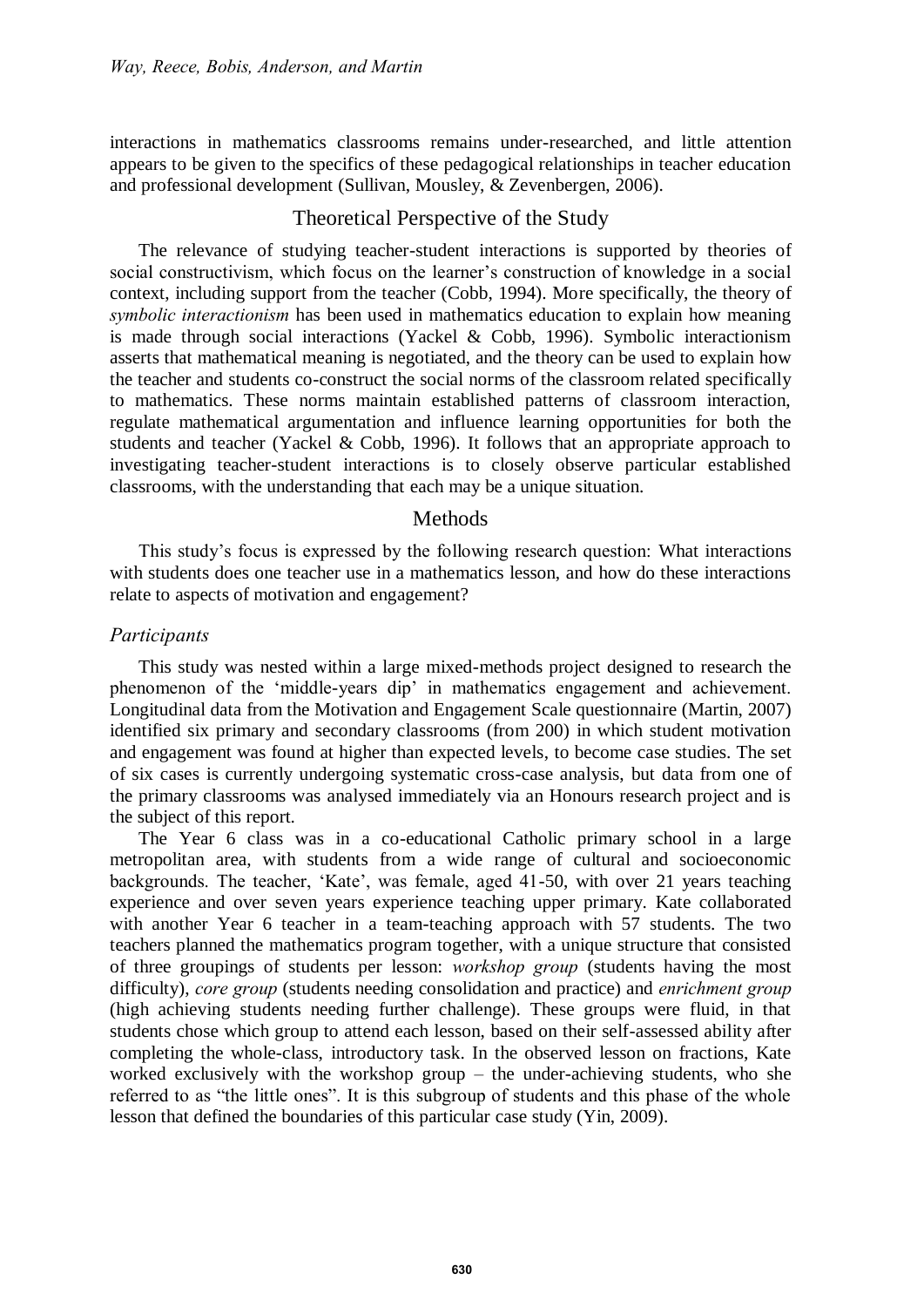interactions in mathematics classrooms remains under-researched, and little attention appears to be given to the specifics of these pedagogical relationships in teacher education and professional development (Sullivan, Mousley, & Zevenbergen, 2006).

## Theoretical Perspective of the Study

The relevance of studying teacher-student interactions is supported by theories of social constructivism, which focus on the learner's construction of knowledge in a social context, including support from the teacher (Cobb, 1994). More specifically, the theory of *symbolic interactionism* has been used in mathematics education to explain how meaning is made through social interactions (Yackel & Cobb, 1996). Symbolic interactionism asserts that mathematical meaning is negotiated, and the theory can be used to explain how the teacher and students co-construct the social norms of the classroom related specifically to mathematics. These norms maintain established patterns of classroom interaction, regulate mathematical argumentation and influence learning opportunities for both the students and teacher (Yackel & Cobb, 1996). It follows that an appropriate approach to investigating teacher-student interactions is to closely observe particular established classrooms, with the understanding that each may be a unique situation.

## Methods

This study's focus is expressed by the following research question: What interactions with students does one teacher use in a mathematics lesson, and how do these interactions relate to aspects of motivation and engagement?

### *Participants*

This study was nested within a large mixed-methods project designed to research the phenomenon of the 'middle-years dip' in mathematics engagement and achievement. Longitudinal data from the Motivation and Engagement Scale questionnaire (Martin, 2007) identified six primary and secondary classrooms (from 200) in which student motivation and engagement was found at higher than expected levels, to become case studies. The set of six cases is currently undergoing systematic cross-case analysis, but data from one of the primary classrooms was analysed immediately via an Honours research project and is the subject of this report.

The Year 6 class was in a co-educational Catholic primary school in a large metropolitan area, with students from a wide range of cultural and socioeconomic backgrounds. The teacher, 'Kate', was female, aged 41-50, with over 21 years teaching experience and over seven years experience teaching upper primary. Kate collaborated with another Year 6 teacher in a team-teaching approach with 57 students. The two teachers planned the mathematics program together, with a unique structure that consisted of three groupings of students per lesson: *workshop group* (students having the most difficulty), *core group* (students needing consolidation and practice) and *enrichment group* (high achieving students needing further challenge). These groups were fluid, in that students chose which group to attend each lesson, based on their self-assessed ability after completing the whole-class, introductory task. In the observed lesson on fractions, Kate worked exclusively with the workshop group – the under-achieving students, who she referred to as "the little ones". It is this subgroup of students and this phase of the whole lesson that defined the boundaries of this particular case study (Yin, 2009).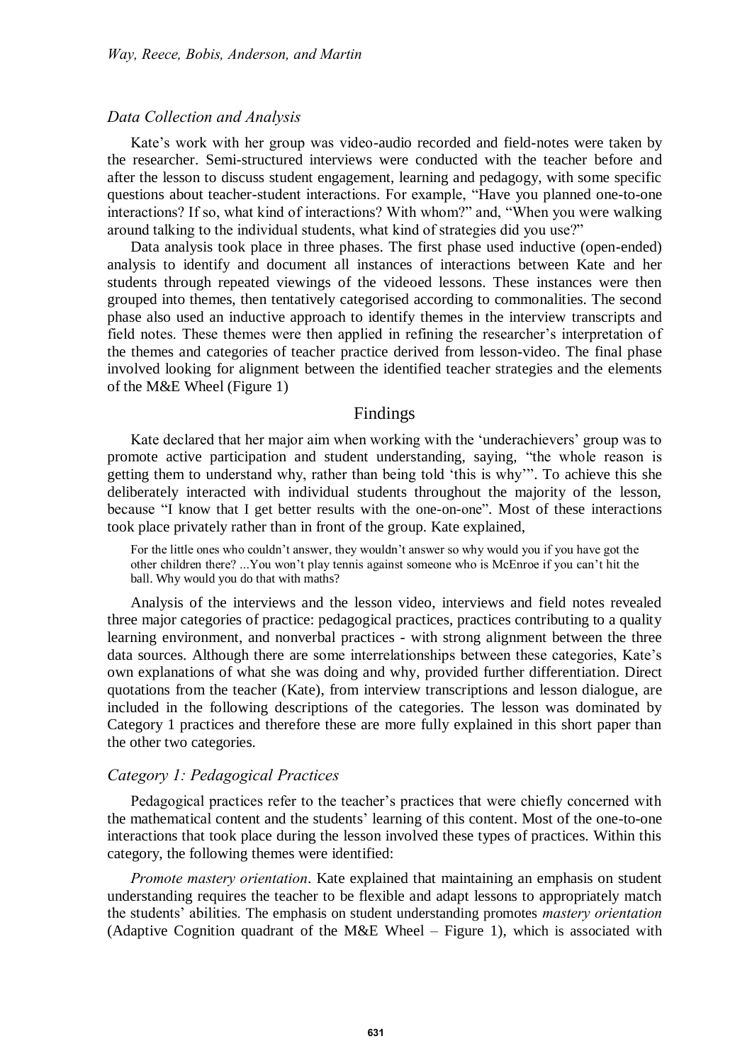### *Data Collection and Analysis*

Kate's work with her group was video-audio recorded and field-notes were taken by the researcher. Semi-structured interviews were conducted with the teacher before and after the lesson to discuss student engagement, learning and pedagogy, with some specific questions about teacher-student interactions. For example, "Have you planned one-to-one interactions? If so, what kind of interactions? With whom?" and, "When you were walking around talking to the individual students, what kind of strategies did you use?"

Data analysis took place in three phases. The first phase used inductive (open-ended) analysis to identify and document all instances of interactions between Kate and her students through repeated viewings of the videoed lessons. These instances were then grouped into themes, then tentatively categorised according to commonalities. The second phase also used an inductive approach to identify themes in the interview transcripts and field notes. These themes were then applied in refining the researcher's interpretation of the themes and categories of teacher practice derived from lesson-video. The final phase involved looking for alignment between the identified teacher strategies and the elements of the M&E Wheel (Figure 1)

## Findings

Kate declared that her major aim when working with the 'underachievers' group was to promote active participation and student understanding, saying, "the whole reason is getting them to understand why, rather than being told 'this is why'". To achieve this she deliberately interacted with individual students throughout the majority of the lesson, because "I know that I get better results with the one-on-one". Most of these interactions took place privately rather than in front of the group. Kate explained,

> For the little ones who couldn't answer, they wouldn't answer so why would you if you have got the other children there? ...You won't play tennis against someone who is McEnroe if you can't hit the ball. Why would you do that with maths?

Analysis of the interviews and the lesson video, interviews and field notes revealed three major categories of practice: pedagogical practices, practices contributing to a quality learning environment, and nonverbal practices - with strong alignment between the three data sources. Although there are some interrelationships between these categories, Kate's own explanations of what she was doing and why, provided further differentiation. Direct quotations from the teacher (Kate), from interview transcriptions and lesson dialogue, are included in the following descriptions of the categories. The lesson was dominated by Category 1 practices and therefore these are more fully explained in this short paper than the other two categories.

### *Category 1: Pedagogical Practices*

Pedagogical practices refer to the teacher's practices that were chiefly concerned with the mathematical content and the students' learning of this content. Most of the one-to-one interactions that took place during the lesson involved these types of practices. Within this category, the following themes were identified:

*Promote mastery orientation*. Kate explained that maintaining an emphasis on student understanding requires the teacher to be flexible and adapt lessons to appropriately match the students' abilities. The emphasis on student understanding promotes *mastery orientation* (Adaptive Cognition quadrant of the M&E Wheel – Figure 1), which is associated with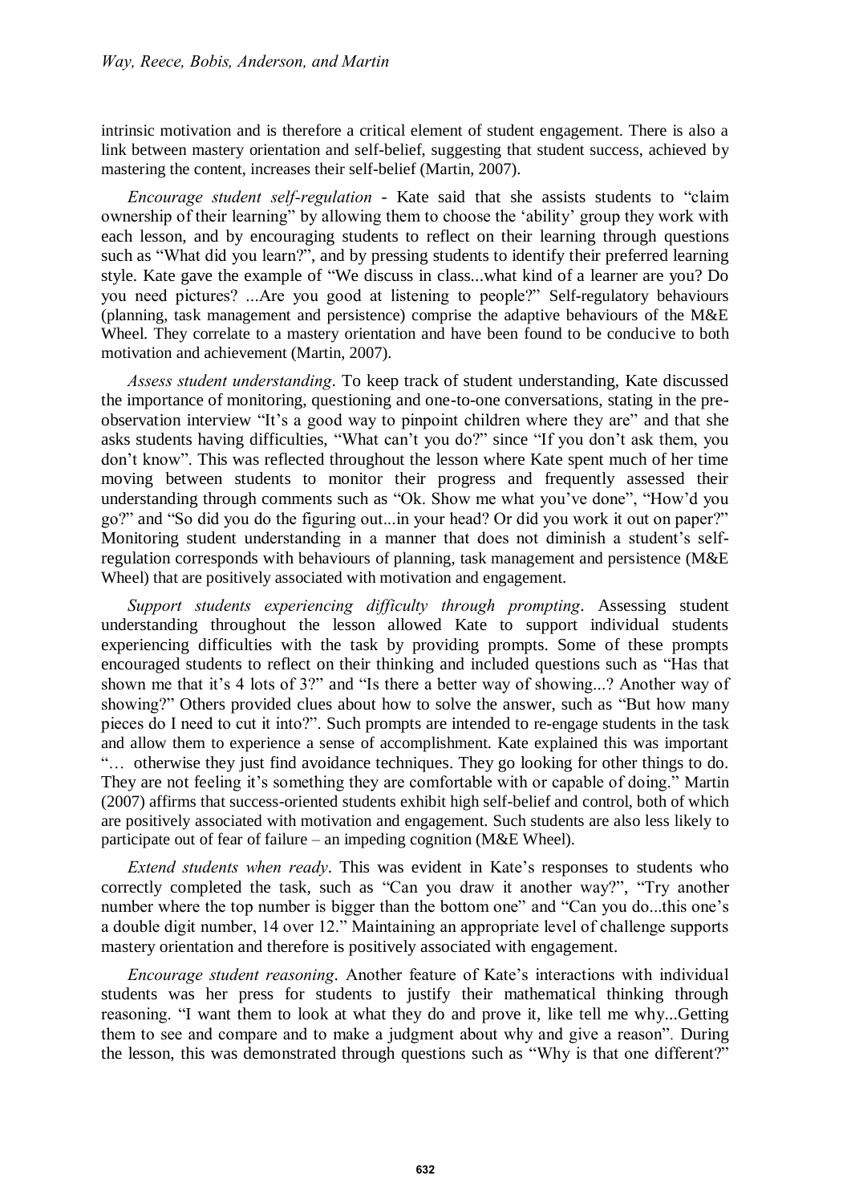intrinsic motivation and is therefore a critical element of student engagement. There is also a link between mastery orientation and self-belief, suggesting that student success, achieved by mastering the content, increases their self-belief (Martin, 2007).

*Encourage student self-regulation* - Kate said that she assists students to "claim ownership of their learning" by allowing them to choose the 'ability' group they work with each lesson, and by encouraging students to reflect on their learning through questions such as "What did you learn?", and by pressing students to identify their preferred learning style. Kate gave the example of "We discuss in class...what kind of a learner are you? Do you need pictures? ...Are you good at listening to people?" Self-regulatory behaviours (planning, task management and persistence) comprise the adaptive behaviours of the M&E Wheel. They correlate to a mastery orientation and have been found to be conducive to both motivation and achievement (Martin, 2007).

*Assess student understanding*. To keep track of student understanding, Kate discussed the importance of monitoring, questioning and one-to-one conversations, stating in the pre-observation interview "It's a good way to pinpoint children where they are" and that she asks students having difficulties, "What can't you do?" since "If you don't ask them, you don't know". This was reflected throughout the lesson where Kate spent much of her time moving between students to monitor their progress and frequently assessed their understanding through comments such as "Ok. Show me what you've done", "How'd you go?" and "So did you do the figuring out...in your head? Or did you work it out on paper?" Monitoring student understanding in a manner that does not diminish a student's self-regulation corresponds with behaviours of planning, task management and persistence (M&E Wheel) that are positively associated with motivation and engagement.

*Support students experiencing difficulty through prompting*. Assessing student understanding throughout the lesson allowed Kate to support individual students experiencing difficulties with the task by providing prompts. Some of these prompts encouraged students to reflect on their thinking and included questions such as "Has that shown me that it's 4 lots of 3?" and "Is there a better way of showing...? Another way of showing?" Others provided clues about how to solve the answer, such as "But how many pieces do I need to cut it into?". Such prompts are intended to re-engage students in the task and allow them to experience a sense of accomplishment. Kate explained this was important "… otherwise they just find avoidance techniques. They go looking for other things to do. They are not feeling it's something they are comfortable with or capable of doing." Martin (2007) affirms that success-oriented students exhibit high self-belief and control, both of which are positively associated with motivation and engagement. Such students are also less likely to participate out of fear of failure – an impeding cognition (M&E Wheel).

*Extend students when ready*. This was evident in Kate's responses to students who correctly completed the task, such as "Can you draw it another way?", "Try another number where the top number is bigger than the bottom one" and "Can you do...this one's a double digit number, 14 over 12." Maintaining an appropriate level of challenge supports mastery orientation and therefore is positively associated with engagement.

*Encourage student reasoning*. Another feature of Kate's interactions with individual students was her press for students to justify their mathematical thinking through reasoning. "I want them to look at what they do and prove it, like tell me why...Getting them to see and compare and to make a judgment about why and give a reason". During the lesson, this was demonstrated through questions such as "Why is that one different?"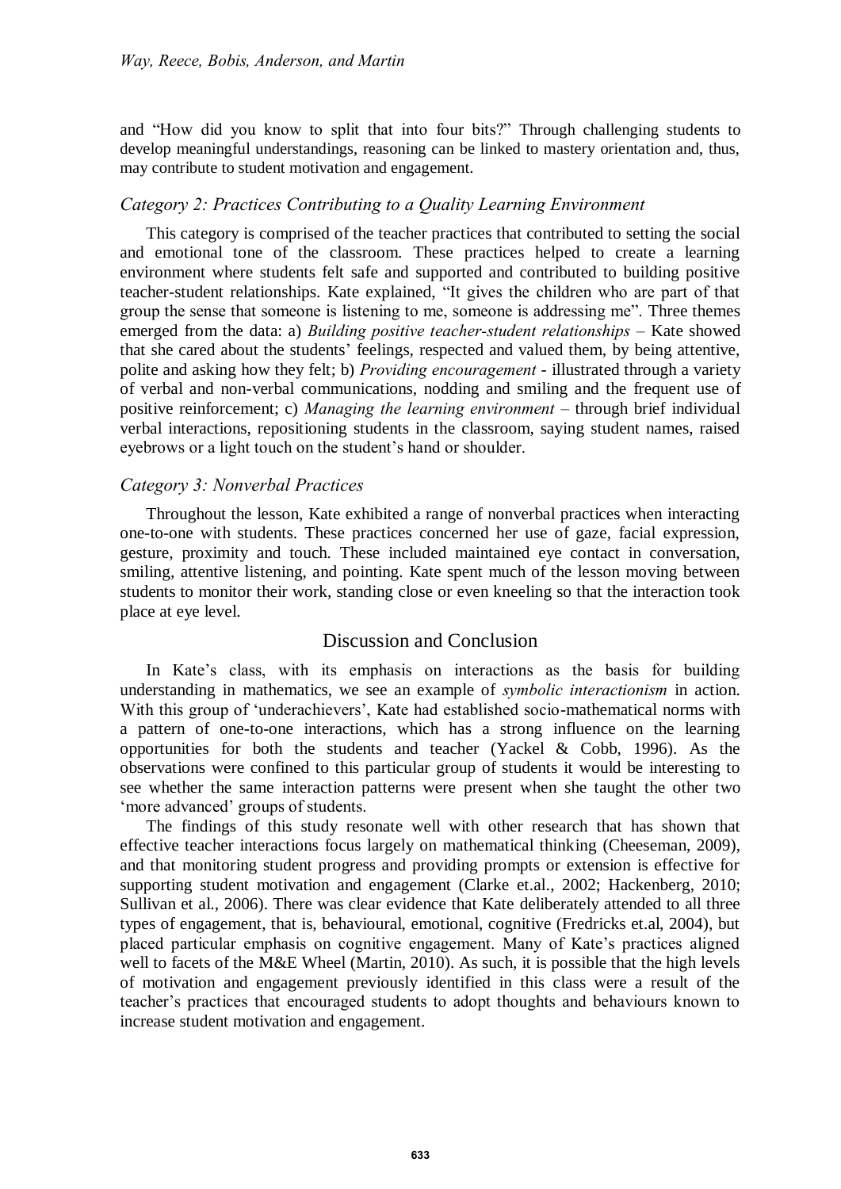and “How did you know to split that into four bits?” Through challenging students to develop meaningful understandings, reasoning can be linked to mastery orientation and, thus, may contribute to student motivation and engagement.

### *Category 2: Practices Contributing to a Quality Learning Environment*

This category is comprised of the teacher practices that contributed to setting the social and emotional tone of the classroom. These practices helped to create a learning environment where students felt safe and supported and contributed to building positive teacher-student relationships. Kate explained, “It gives the children who are part of that group the sense that someone is listening to me, someone is addressing me”. Three themes emerged from the data: a) *Building positive teacher-student relationships* – Kate showed that she cared about the students’ feelings, respected and valued them, by being attentive, polite and asking how they felt; b) *Providing encouragement* - illustrated through a variety of verbal and non-verbal communications, nodding and smiling and the frequent use of positive reinforcement; c) *Managing the learning environment* – through brief individual verbal interactions, repositioning students in the classroom, saying student names, raised eyebrows or a light touch on the student’s hand or shoulder.

### *Category 3: Nonverbal Practices*

Throughout the lesson, Kate exhibited a range of nonverbal practices when interacting one-to-one with students. These practices concerned her use of gaze, facial expression, gesture, proximity and touch. These included maintained eye contact in conversation, smiling, attentive listening, and pointing. Kate spent much of the lesson moving between students to monitor their work, standing close or even kneeling so that the interaction took place at eye level.

## Discussion and Conclusion

In Kate’s class, with its emphasis on interactions as the basis for building understanding in mathematics, we see an example of *symbolic interactionism* in action. With this group of ‘underachievers’, Kate had established socio-mathematical norms with a pattern of one-to-one interactions, which has a strong influence on the learning opportunities for both the students and teacher (Yackel & Cobb, 1996). As the observations were confined to this particular group of students it would be interesting to see whether the same interaction patterns were present when she taught the other two ‘more advanced’ groups of students.

The findings of this study resonate well with other research that has shown that effective teacher interactions focus largely on mathematical thinking (Cheeseman, 2009), and that monitoring student progress and providing prompts or extension is effective for supporting student motivation and engagement (Clarke et.al., 2002; Hackenberg, 2010; Sullivan et al., 2006). There was clear evidence that Kate deliberately attended to all three types of engagement, that is, behavioural, emotional, cognitive (Fredricks et.al, 2004), but placed particular emphasis on cognitive engagement. Many of Kate’s practices aligned well to facets of the M&E Wheel (Martin, 2010). As such, it is possible that the high levels of motivation and engagement previously identified in this class were a result of the teacher’s practices that encouraged students to adopt thoughts and behaviours known to increase student motivation and engagement.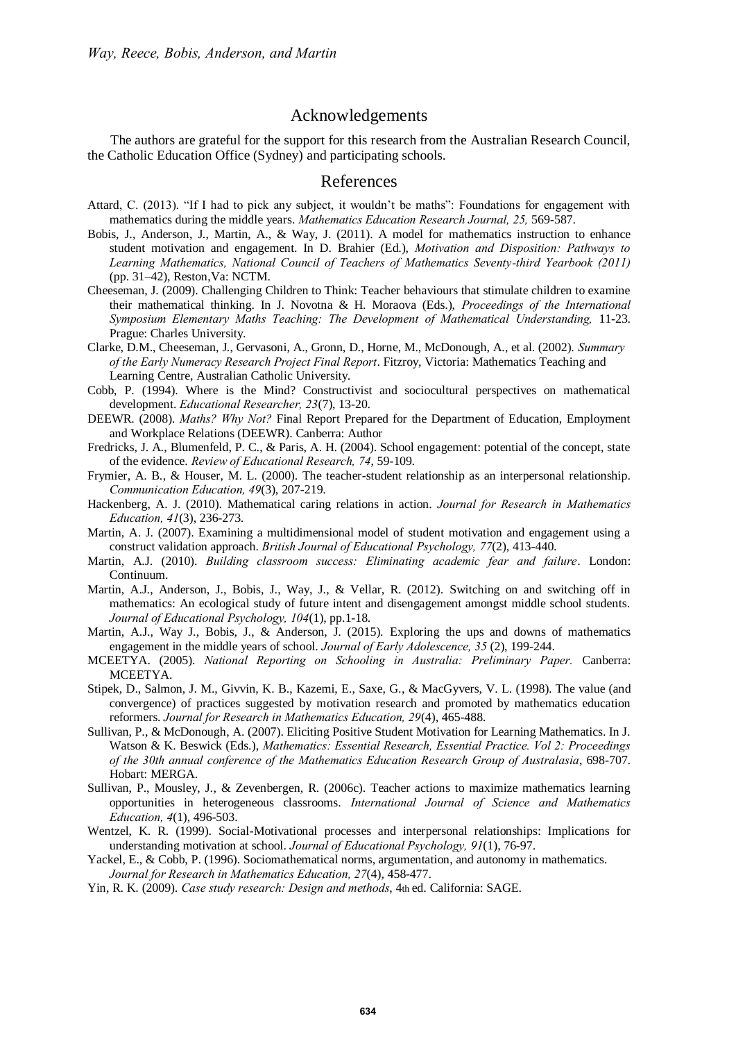## Acknowledgements

The authors are grateful for the support for this research from the Australian Research Council, the Catholic Education Office (Sydney) and participating schools.

## References

Attard, C. (2013). "If I had to pick any subject, it wouldn't be maths": Foundations for engagement with mathematics during the middle years. *Mathematics Education Research Journal, 25,* 569-587.

Bobis, J., Anderson, J., Martin, A., & Way, J. (2011). A model for mathematics instruction to enhance student motivation and engagement. In D. Brahier (Ed.), *Motivation and Disposition: Pathways to Learning Mathematics, National Council of Teachers of Mathematics Seventy-third Yearbook (2011)* (pp. 31–42), Reston,Va: NCTM.

Cheeseman, J. (2009). Challenging Children to Think: Teacher behaviours that stimulate children to examine their mathematical thinking. In J. Novotna & H. Moraova (Eds.), *Proceedings of the International Symposium Elementary Maths Teaching: The Development of Mathematical Understanding,* 11-23. Prague: Charles University.

Clarke, D.M., Cheeseman, J., Gervasoni, A., Gronn, D., Horne, M., McDonough, A., et al. (2002). *Summary of the Early Numeracy Research Project Final Report*. Fitzroy, Victoria: Mathematics Teaching and Learning Centre, Australian Catholic University.

Cobb, P. (1994). Where is the Mind? Constructivist and sociocultural perspectives on mathematical development. *Educational Researcher, 23*(7), 13-20.

DEEWR. (2008). *Maths? Why Not?* Final Report Prepared for the Department of Education, Employment and Workplace Relations (DEEWR). Canberra: Author

Fredricks, J. A., Blumenfeld, P. C., & Paris, A. H. (2004). School engagement: potential of the concept, state of the evidence. *Review of Educational Research, 74*, 59-109.

Frymier, A. B., & Houser, M. L. (2000). The teacher-student relationship as an interpersonal relationship. *Communication Education, 49*(3), 207-219.

Hackenberg, A. J. (2010). Mathematical caring relations in action. *Journal for Research in Mathematics Education, 41*(3), 236-273.

Martin, A. J. (2007). Examining a multidimensional model of student motivation and engagement using a construct validation approach. *British Journal of Educational Psychology, 77*(2), 413-440.

Martin, A.J. (2010). *Building classroom success: Eliminating academic fear and failure*. London: Continuum.

Martin, A.J., Anderson, J., Bobis, J., Way, J., & Vellar, R. (2012). Switching on and switching off in mathematics: An ecological study of future intent and disengagement amongst middle school students. *Journal of Educational Psychology, 104*(1), pp.1-18.

Martin, A.J., Way J., Bobis, J., & Anderson, J. (2015). Exploring the ups and downs of mathematics engagement in the middle years of school. *Journal of Early Adolescence, 35* (2), 199-244.

MCEETYA. (2005). *National Reporting on Schooling in Australia: Preliminary Paper.* Canberra: MCEETYA.

Stipek, D., Salmon, J. M., Givvin, K. B., Kazemi, E., Saxe, G., & MacGyvers, V. L. (1998). The value (and convergence) of practices suggested by motivation research and promoted by mathematics education reformers. *Journal for Research in Mathematics Education, 29*(4), 465-488.

Sullivan, P., & McDonough, A. (2007). Eliciting Positive Student Motivation for Learning Mathematics. In J. Watson & K. Beswick (Eds.), *Mathematics: Essential Research, Essential Practice. Vol 2: Proceedings of the 30th annual conference of the Mathematics Education Research Group of Australasia*, 698-707. Hobart: MERGA.

Sullivan, P., Mousley, J., & Zevenbergen, R. (2006c). Teacher actions to maximize mathematics learning opportunities in heterogeneous classrooms. *International Journal of Science and Mathematics Education, 4*(1), 496-503.

Wentzel, K. R. (1999). Social-Motivational processes and interpersonal relationships: Implications for understanding motivation at school. *Journal of Educational Psychology, 91*(1), 76-97.

Yackel, E., & Cobb, P. (1996). Sociomathematical norms, argumentation, and autonomy in mathematics. *Journal for Research in Mathematics Education, 27*(4), 458-477.

Yin, R. K. (2009). *Case study research: Design and methods*, 4th ed. California: SAGE.